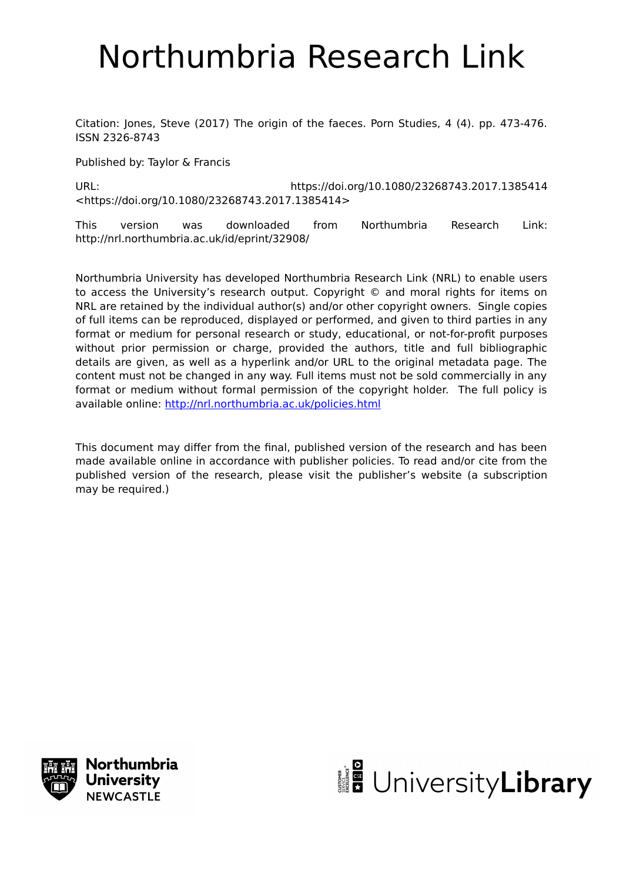# Northumbria Research Link

Citation: Jones, Steve (2017) The origin of the faeces. Porn Studies, 4 (4). pp. 473-476. ISSN 2326-8743

Published by: Taylor & Francis

URL: https://doi.org/10.1080/23268743.2017.1385414 <https://doi.org/10.1080/23268743.2017.1385414>

This version was downloaded from Northumbria Research Link: http://nrl.northumbria.ac.uk/id/eprint/32908/

Northumbria University has developed Northumbria Research Link (NRL) to enable users to access the University's research output. Copyright © and moral rights for items on NRL are retained by the individual author(s) and/or other copyright owners. Single copies of full items can be reproduced, displayed or performed, and given to third parties in any format or medium for personal research or study, educational, or not-for-profit purposes without prior permission or charge, provided the authors, title and full bibliographic details are given, as well as a hyperlink and/or URL to the original metadata page. The content must not be changed in any way. Full items must not be sold commercially in any format or medium without formal permission of the copyright holder. The full policy is available online: http://nrl.northumbria.ac.uk/policies.html

This document may differ from the final, published version of the research and has been made available online in accordance with publisher policies. To read and/or cite from the published version of the research, please visit the publisher's website (a subscription may be required.)

Northumbria University NEWCASTLE

UniversityLibrary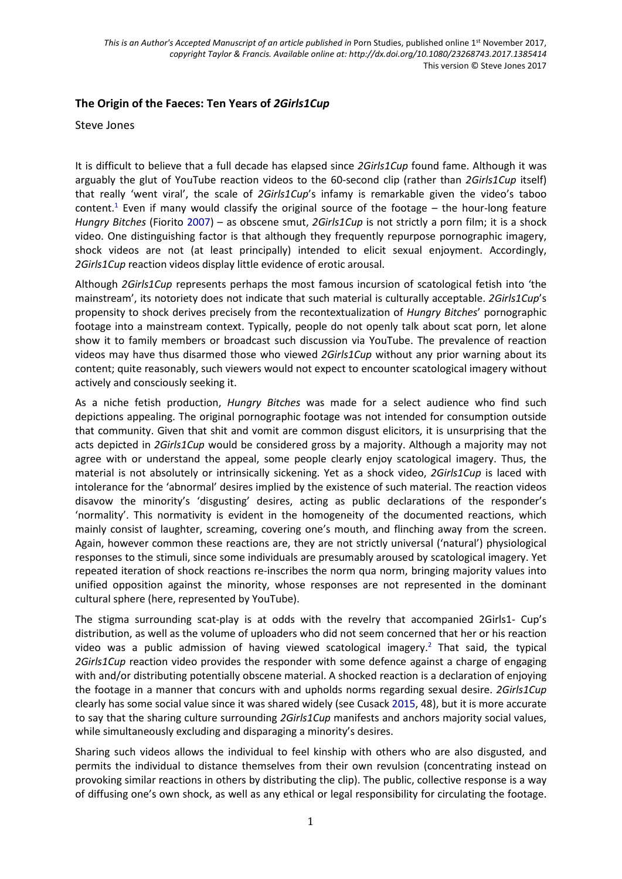*This is an Author's Accepted Manuscript of an article published in* Porn Studies, published online 1st November 2017, *copyright Taylor & Francis. Available online at: http://dx.doi.org/10.1080/23268743.2017.1385414*
This version © Steve Jones 2017

## The Origin of the Faeces: Ten Years of *2Girls1Cup*

Steve Jones

It is difficult to believe that a full decade has elapsed since *2Girls1Cup* found fame. Although it was arguably the glut of YouTube reaction videos to the 60-second clip (rather than *2Girls1Cup* itself) that really 'went viral', the scale of *2Girls1Cup*'s infamy is remarkable given the video's taboo content.[1] Even if many would classify the original source of the footage – the hour-long feature *Hungry Bitches* (Fiorito 2007) – as obscene smut, *2Girls1Cup* is not strictly a porn film; it is a shock video. One distinguishing factor is that although they frequently repurpose pornographic imagery, shock videos are not (at least principally) intended to elicit sexual enjoyment. Accordingly, *2Girls1Cup* reaction videos display little evidence of erotic arousal.

Although *2Girls1Cup* represents perhaps the most famous incursion of scatological fetish into 'the mainstream', its notoriety does not indicate that such material is culturally acceptable. *2Girls1Cup*'s propensity to shock derives precisely from the recontextualization of *Hungry Bitches*' pornographic footage into a mainstream context. Typically, people do not openly talk about scat porn, let alone show it to family members or broadcast such discussion via YouTube. The prevalence of reaction videos may have thus disarmed those who viewed *2Girls1Cup* without any prior warning about its content; quite reasonably, such viewers would not expect to encounter scatological imagery without actively and consciously seeking it.

As a niche fetish production, *Hungry Bitches* was made for a select audience who find such depictions appealing. The original pornographic footage was not intended for consumption outside that community. Given that shit and vomit are common disgust elicitors, it is unsurprising that the acts depicted in *2Girls1Cup* would be considered gross by a majority. Although a majority may not agree with or understand the appeal, some people clearly enjoy scatological imagery. Thus, the material is not absolutely or intrinsically sickening. Yet as a shock video, *2Girls1Cup* is laced with intolerance for the 'abnormal' desires implied by the existence of such material. The reaction videos disavow the minority's 'disgusting' desires, acting as public declarations of the responder's 'normality'. This normativity is evident in the homogeneity of the documented reactions, which mainly consist of laughter, screaming, covering one's mouth, and flinching away from the screen. Again, however common these reactions are, they are not strictly universal ('natural') physiological responses to the stimuli, since some individuals are presumably aroused by scatological imagery. Yet repeated iteration of shock reactions re-inscribes the norm qua norm, bringing majority values into unified opposition against the minority, whose responses are not represented in the dominant cultural sphere (here, represented by YouTube).

The stigma surrounding scat-play is at odds with the revelry that accompanied 2Girls1- Cup's distribution, as well as the volume of uploaders who did not seem concerned that her or his reaction video was a public admission of having viewed scatological imagery.[2] That said, the typical *2Girls1Cup* reaction video provides the responder with some defence against a charge of engaging with and/or distributing potentially obscene material. A shocked reaction is a declaration of enjoying the footage in a manner that concurs with and upholds norms regarding sexual desire. *2Girls1Cup* clearly has some social value since it was shared widely (see Cusack 2015, 48), but it is more accurate to say that the sharing culture surrounding *2Girls1Cup* manifests and anchors majority social values, while simultaneously excluding and disparaging a minority's desires.

Sharing such videos allows the individual to feel kinship with others who are also disgusted, and permits the individual to distance themselves from their own revulsion (concentrating instead on provoking similar reactions in others by distributing the clip). The public, collective response is a way of diffusing one's own shock, as well as any ethical or legal responsibility for circulating the footage.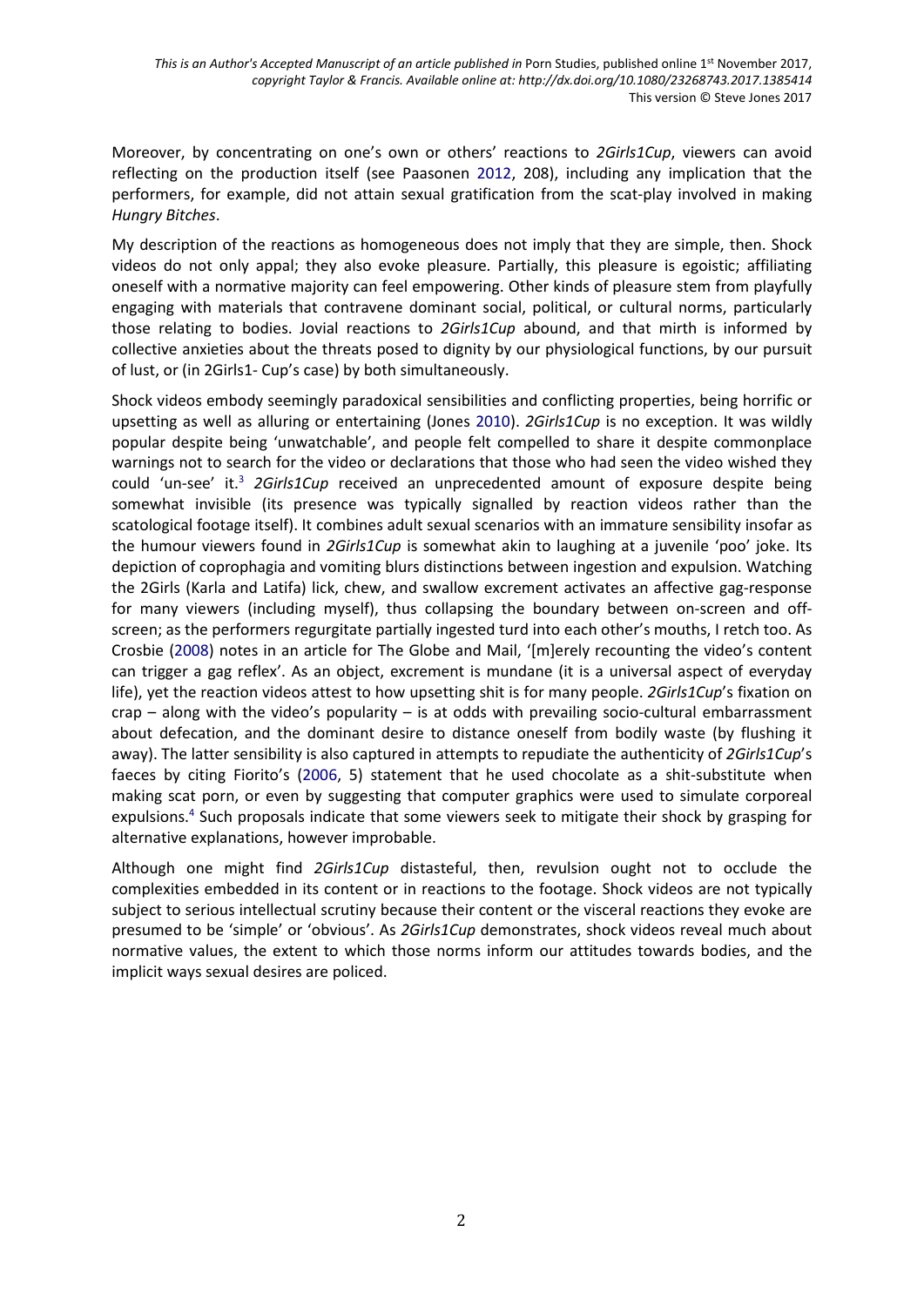Moreover, by concentrating on one's own or others' reactions to *2Girls1Cup*, viewers can avoid reflecting on the production itself (see Paasonen 2012, 208), including any implication that the performers, for example, did not attain sexual gratification from the scat-play involved in making *Hungry Bitches*.

My description of the reactions as homogeneous does not imply that they are simple, then. Shock videos do not only appal; they also evoke pleasure. Partially, this pleasure is egoistic; affiliating oneself with a normative majority can feel empowering. Other kinds of pleasure stem from playfully engaging with materials that contravene dominant social, political, or cultural norms, particularly those relating to bodies. Jovial reactions to *2Girls1Cup* abound, and that mirth is informed by collective anxieties about the threats posed to dignity by our physiological functions, by our pursuit of lust, or (in 2Girls1- Cup's case) by both simultaneously.

Shock videos embody seemingly paradoxical sensibilities and conflicting properties, being horrific or upsetting as well as alluring or entertaining (Jones 2010). *2Girls1Cup* is no exception. It was wildly popular despite being 'unwatchable', and people felt compelled to share it despite commonplace warnings not to search for the video or declarations that those who had seen the video wished they could 'un-see' it.[3] *2Girls1Cup* received an unprecedented amount of exposure despite being somewhat invisible (its presence was typically signalled by reaction videos rather than the scatological footage itself). It combines adult sexual scenarios with an immature sensibility insofar as the humour viewers found in *2Girls1Cup* is somewhat akin to laughing at a juvenile 'poo' joke. Its depiction of coprophagia and vomiting blurs distinctions between ingestion and expulsion. Watching the 2Girls (Karla and Latifa) lick, chew, and swallow excrement activates an affective gag-response for many viewers (including myself), thus collapsing the boundary between on-screen and off-screen; as the performers regurgitate partially ingested turd into each other's mouths, I retch too. As Crosbie (2008) notes in an article for The Globe and Mail, '[m]erely recounting the video's content can trigger a gag reflex'. As an object, excrement is mundane (it is a universal aspect of everyday life), yet the reaction videos attest to how upsetting shit is for many people. *2Girls1Cup*'s fixation on crap – along with the video's popularity – is at odds with prevailing socio-cultural embarrassment about defecation, and the dominant desire to distance oneself from bodily waste (by flushing it away). The latter sensibility is also captured in attempts to repudiate the authenticity of *2Girls1Cup*'s faeces by citing Fiorito's (2006, 5) statement that he used chocolate as a shit-substitute when making scat porn, or even by suggesting that computer graphics were used to simulate corporeal expulsions.[4] Such proposals indicate that some viewers seek to mitigate their shock by grasping for alternative explanations, however improbable.

Although one might find *2Girls1Cup* distasteful, then, revulsion ought not to occlude the complexities embedded in its content or in reactions to the footage. Shock videos are not typically subject to serious intellectual scrutiny because their content or the visceral reactions they evoke are presumed to be 'simple' or 'obvious'. As *2Girls1Cup* demonstrates, shock videos reveal much about normative values, the extent to which those norms inform our attitudes towards bodies, and the implicit ways sexual desires are policed.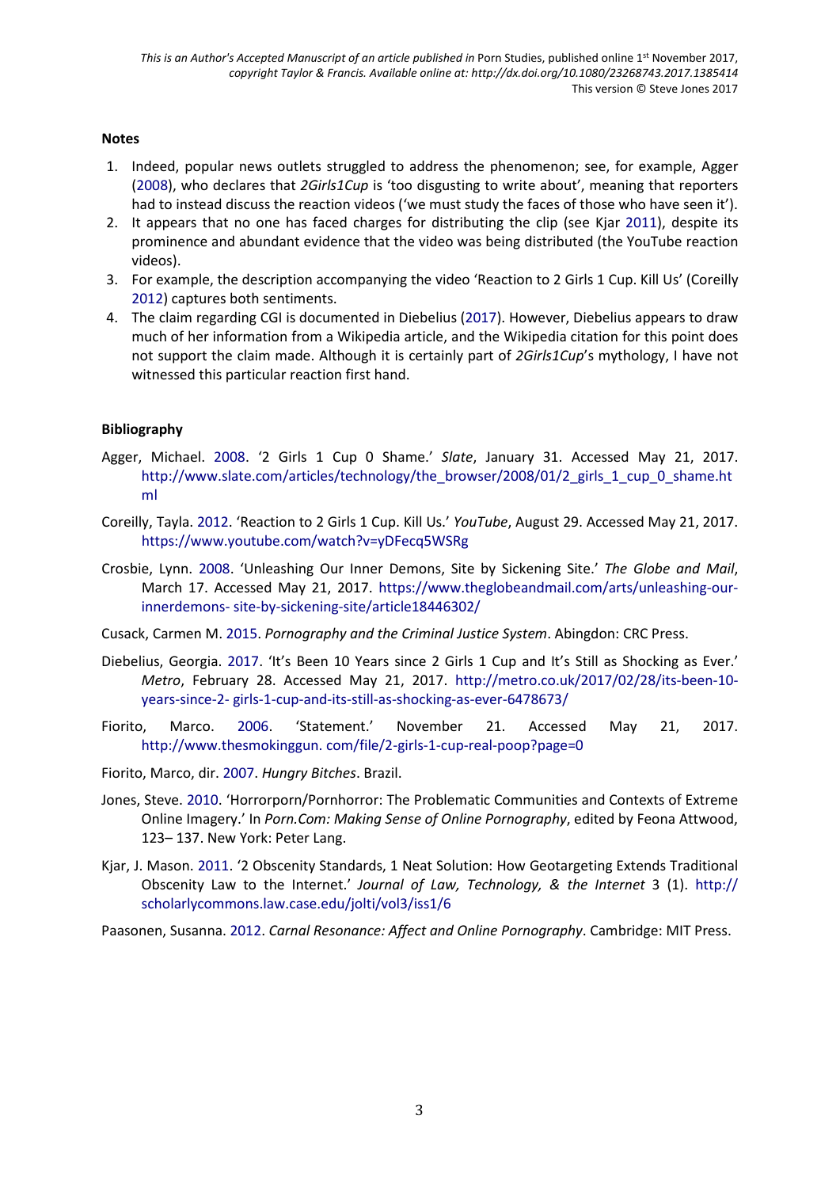This is an Author's Accepted Manuscript of an article published in Porn Studies, published online 1st November 2017, copyright Taylor & Francis. Available online at: http://dx.doi.org/10.1080/23268743.2017.1385414
This version © Steve Jones 2017

**Notes**

1. Indeed, popular news outlets struggled to address the phenomenon; see, for example, Agger (2008), who declares that *2Girls1Cup* is 'too disgusting to write about', meaning that reporters had to instead discuss the reaction videos ('we must study the faces of those who have seen it').
2. It appears that no one has faced charges for distributing the clip (see Kjar 2011), despite its prominence and abundant evidence that the video was being distributed (the YouTube reaction videos).
3. For example, the description accompanying the video 'Reaction to 2 Girls 1 Cup. Kill Us' (Coreilly 2012) captures both sentiments.
4. The claim regarding CGI is documented in Diebelius (2017). However, Diebelius appears to draw much of her information from a Wikipedia article, and the Wikipedia citation for this point does not support the claim made. Although it is certainly part of *2Girls1Cup*'s mythology, I have not witnessed this particular reaction first hand.

**Bibliography**

Agger, Michael. 2008. '2 Girls 1 Cup 0 Shame.' *Slate*, January 31. Accessed May 21, 2017. http://www.slate.com/articles/technology/the_browser/2008/01/2_girls_1_cup_0_shame.html

Coreilly, Tayla. 2012. 'Reaction to 2 Girls 1 Cup. Kill Us.' *YouTube*, August 29. Accessed May 21, 2017. https://www.youtube.com/watch?v=yDFecq5WSRg

Crosbie, Lynn. 2008. 'Unleashing Our Inner Demons, Site by Sickening Site.' *The Globe and Mail*, March 17. Accessed May 21, 2017. https://www.theglobeandmail.com/arts/unleashing-our-innerdemons- site-by-sickening-site/article18446302/

Cusack, Carmen M. 2015. *Pornography and the Criminal Justice System*. Abingdon: CRC Press.

Diebelius, Georgia. 2017. 'It's Been 10 Years since 2 Girls 1 Cup and It's Still as Shocking as Ever.' *Metro*, February 28. Accessed May 21, 2017. http://metro.co.uk/2017/02/28/its-been-10-years-since-2- girls-1-cup-and-its-still-as-shocking-as-ever-6478673/

Fiorito, Marco. 2006. 'Statement.' November 21. Accessed May 21, 2017. http://www.thesmokinggun. com/file/2-girls-1-cup-real-poop?page=0

Fiorito, Marco, dir. 2007. *Hungry Bitches*. Brazil.

Jones, Steve. 2010. 'Horrorporn/Pornhorror: The Problematic Communities and Contexts of Extreme Online Imagery.' In *Porn.Com: Making Sense of Online Pornography*, edited by Feona Attwood, 123– 137. New York: Peter Lang.

Kjar, J. Mason. 2011. '2 Obscenity Standards, 1 Neat Solution: How Geotargeting Extends Traditional Obscenity Law to the Internet.' *Journal of Law, Technology, & the Internet* 3 (1). http:// scholarlycommons.law.case.edu/jolti/vol3/iss1/6

Paasonen, Susanna. 2012. *Carnal Resonance: Affect and Online Pornography*. Cambridge: MIT Press.